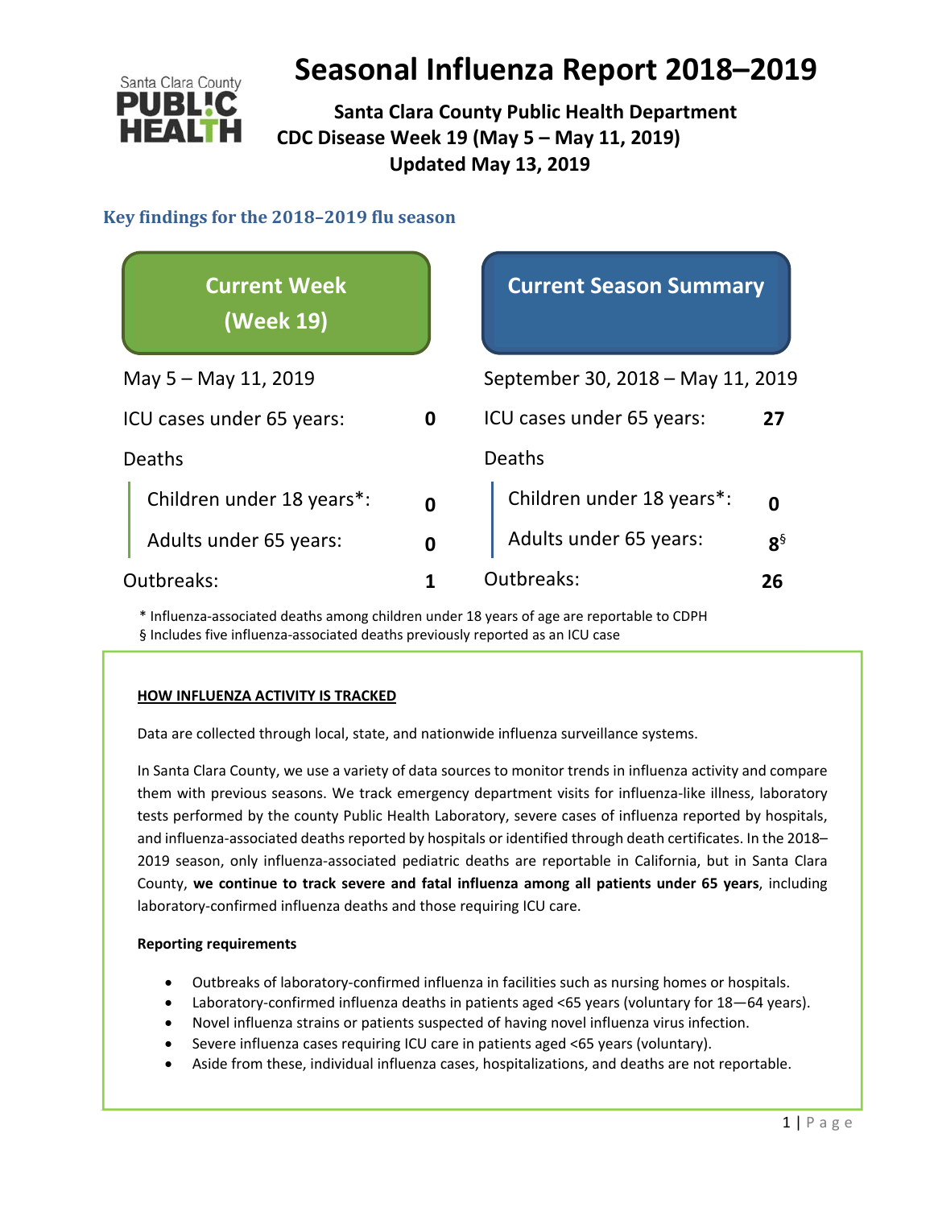# Seasonal Influenza Report 2018–2019

**Santa Clara County Public Health Department**
**CDC Disease Week 19 (May 5 – May 11, 2019)**
**Updated May 13, 2019**

## Key findings for the 2018–2019 flu season

| Current Week (Week 19) | | Current Season Summary | |
|---|---|---|---|
| May 5 – May 11, 2019 | | September 30, 2018 – May 11, 2019 | |
| ICU cases under 65 years: | **0** | ICU cases under 65 years: | **27** |
| Deaths | | Deaths | |
| Children under 18 years*: | **0** | Children under 18 years*: | **0** |
| Adults under 65 years: | **0** | Adults under 65 years: | **8**§ |
| Outbreaks: | **1** | Outbreaks: | **26** |

\* Influenza-associated deaths among children under 18 years of age are reportable to CDPH
§ Includes five influenza-associated deaths previously reported as an ICU case

**HOW INFLUENZA ACTIVITY IS TRACKED**

Data are collected through local, state, and nationwide influenza surveillance systems.

In Santa Clara County, we use a variety of data sources to monitor trends in influenza activity and compare them with previous seasons. We track emergency department visits for influenza-like illness, laboratory tests performed by the county Public Health Laboratory, severe cases of influenza reported by hospitals, and influenza-associated deaths reported by hospitals or identified through death certificates. In the 2018–2019 season, only influenza-associated pediatric deaths are reportable in California, but in Santa Clara County, **we continue to track severe and fatal influenza among all patients under 65 years**, including laboratory-confirmed influenza deaths and those requiring ICU care.

**Reporting requirements**

- Outbreaks of laboratory-confirmed influenza in facilities such as nursing homes or hospitals.
- Laboratory-confirmed influenza deaths in patients aged <65 years (voluntary for 18—64 years).
- Novel influenza strains or patients suspected of having novel influenza virus infection.
- Severe influenza cases requiring ICU care in patients aged <65 years (voluntary).
- Aside from these, individual influenza cases, hospitalizations, and deaths are not reportable.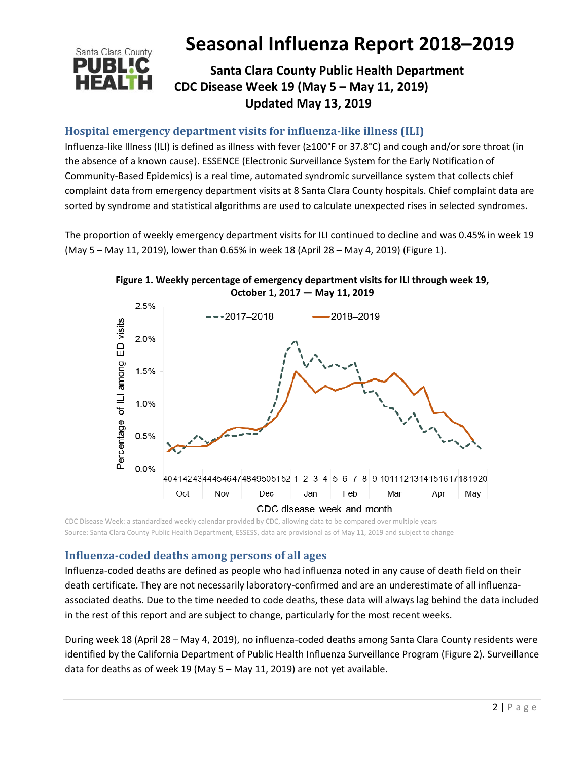# Seasonal Influenza Report 2018–2019

**Santa Clara County Public Health Department**
**CDC Disease Week 19 (May 5 – May 11, 2019)**
**Updated May 13, 2019**

## Hospital emergency department visits for influenza-like illness (ILI)

Influenza-like Illness (ILI) is defined as illness with fever (≥100°F or 37.8°C) and cough and/or sore throat (in the absence of a known cause). ESSENCE (Electronic Surveillance System for the Early Notification of Community-Based Epidemics) is a real time, automated syndromic surveillance system that collects chief complaint data from emergency department visits at 8 Santa Clara County hospitals. Chief complaint data are sorted by syndrome and statistical algorithms are used to calculate unexpected rises in selected syndromes.

The proportion of weekly emergency department visits for ILI continued to decline and was 0.45% in week 19 (May 5 – May 11, 2019), lower than 0.65% in week 18 (April 28 – May 4, 2019) (Figure 1).

**Figure 1. Weekly percentage of emergency department visits for ILI through week 19, October 1, 2017 — May 11, 2019**

CDC Disease Week: a standardized weekly calendar provided by CDC, allowing data to be compared over multiple years
Source: Santa Clara County Public Health Department, ESSESS, data are provisional as of May 11, 2019 and subject to change

## Influenza-coded deaths among persons of all ages

Influenza-coded deaths are defined as people who had influenza noted in any cause of death field on their death certificate. They are not necessarily laboratory-confirmed and are an underestimate of all influenza-associated deaths. Due to the time needed to code deaths, these data will always lag behind the data included in the rest of this report and are subject to change, particularly for the most recent weeks.

During week 18 (April 28 – May 4, 2019), no influenza-coded deaths among Santa Clara County residents were identified by the California Department of Public Health Influenza Surveillance Program (Figure 2). Surveillance data for deaths as of week 19 (May 5 – May 11, 2019) are not yet available.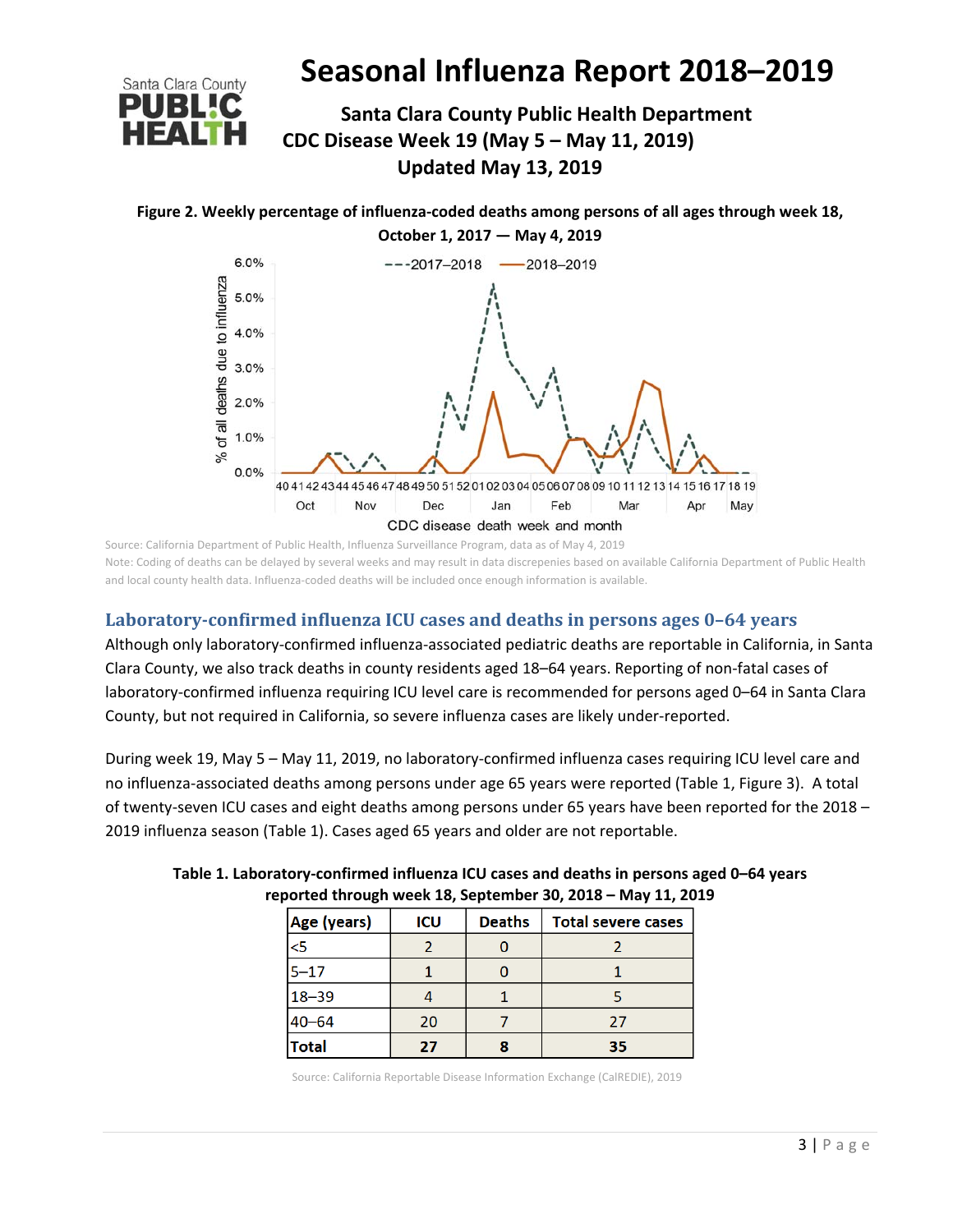# Seasonal Influenza Report 2018–2019

**Santa Clara County Public Health Department**
**CDC Disease Week 19 (May 5 – May 11, 2019)**
**Updated May 13, 2019**

**Figure 2. Weekly percentage of influenza-coded deaths among persons of all ages through week 18, October 1, 2017 — May 4, 2019**

Source: California Department of Public Health, Influenza Surveillance Program, data as of May 4, 2019
Note: Coding of deaths can be delayed by several weeks and may result in data discrepenies based on available California Department of Public Health and local county health data. Influenza-coded deaths will be included once enough information is available.

## Laboratory-confirmed influenza ICU cases and deaths in persons ages 0–64 years

Although only laboratory-confirmed influenza-associated pediatric deaths are reportable in California, in Santa Clara County, we also track deaths in county residents aged 18–64 years. Reporting of non-fatal cases of laboratory-confirmed influenza requiring ICU level care is recommended for persons aged 0–64 in Santa Clara County, but not required in California, so severe influenza cases are likely under-reported.

During week 19, May 5 – May 11, 2019, no laboratory-confirmed influenza cases requiring ICU level care and no influenza-associated deaths among persons under age 65 years were reported (Table 1, Figure 3). A total of twenty-seven ICU cases and eight deaths among persons under 65 years have been reported for the 2018 – 2019 influenza season (Table 1). Cases aged 65 years and older are not reportable.

**Table 1. Laboratory-confirmed influenza ICU cases and deaths in persons aged 0–64 years reported through week 18, September 30, 2018 – May 11, 2019**

| Age (years) | ICU | Deaths | Total severe cases |
|---|---|---|---|
| <5 | 2 | 0 | 2 |
| 5–17 | 1 | 0 | 1 |
| 18–39 | 4 | 1 | 5 |
| 40–64 | 20 | 7 | 27 |
| **Total** | **27** | **8** | **35** |

Source: California Reportable Disease Information Exchange (CalREDIE), 2019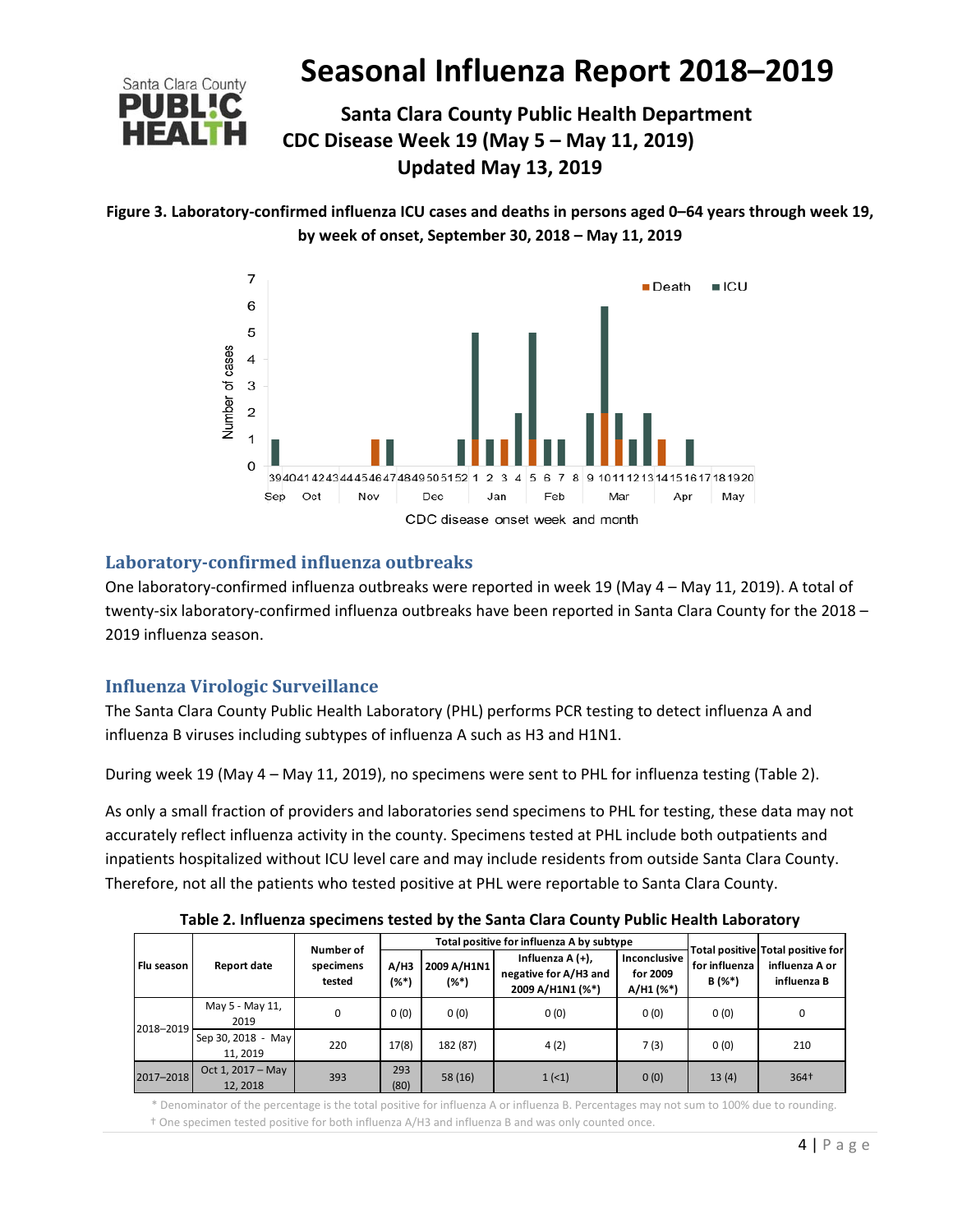# Seasonal Influenza Report 2018–2019

**Santa Clara County Public Health Department**
**CDC Disease Week 19 (May 5 – May 11, 2019)**
**Updated May 13, 2019**

**Figure 3. Laboratory-confirmed influenza ICU cases and deaths in persons aged 0–64 years through week 19, by week of onset, September 30, 2018 – May 11, 2019**

## Laboratory-confirmed influenza outbreaks

One laboratory-confirmed influenza outbreaks were reported in week 19 (May 4 – May 11, 2019). A total of twenty-six laboratory-confirmed influenza outbreaks have been reported in Santa Clara County for the 2018 – 2019 influenza season.

## Influenza Virologic Surveillance

The Santa Clara County Public Health Laboratory (PHL) performs PCR testing to detect influenza A and influenza B viruses including subtypes of influenza A such as H3 and H1N1.

During week 19 (May 4 – May 11, 2019), no specimens were sent to PHL for influenza testing (Table 2).

As only a small fraction of providers and laboratories send specimens to PHL for testing, these data may not accurately reflect influenza activity in the county. Specimens tested at PHL include both outpatients and inpatients hospitalized without ICU level care and may include residents from outside Santa Clara County. Therefore, not all the patients who tested positive at PHL were reportable to Santa Clara County.

**Table 2. Influenza specimens tested by the Santa Clara County Public Health Laboratory**

| Flu season | Report date | Number of specimens tested | Total positive for influenza A by subtype | | | | Total positive for influenza B (%*) | Total positive for influenza A or influenza B |
|---|---|---|---|---|---|---|---|---|
| | | | A/H3 (%*) | 2009 A/H1N1 (%*) | Influenza A (+), negative for A/H3 and 2009 A/H1N1 (%*) | Inconclusive for 2009 A/H1 (%*) | | |
| 2018–2019 | May 5 - May 11, 2019 | 0 | 0 (0) | 0 (0) | 0 (0) | 0 (0) | 0 (0) | 0 |
| | Sep 30, 2018 - May 11, 2019 | 220 | 17(8) | 182 (87) | 4 (2) | 7 (3) | 0 (0) | 210 |
| 2017–2018 | Oct 1, 2017 – May 12, 2018 | 393 | 293 (80) | 58 (16) | 1 (<1) | 0 (0) | 13 (4) | 364† |

\* Denominator of the percentage is the total positive for influenza A or influenza B. Percentages may not sum to 100% due to rounding.
† One specimen tested positive for both influenza A/H3 and influenza B and was only counted once.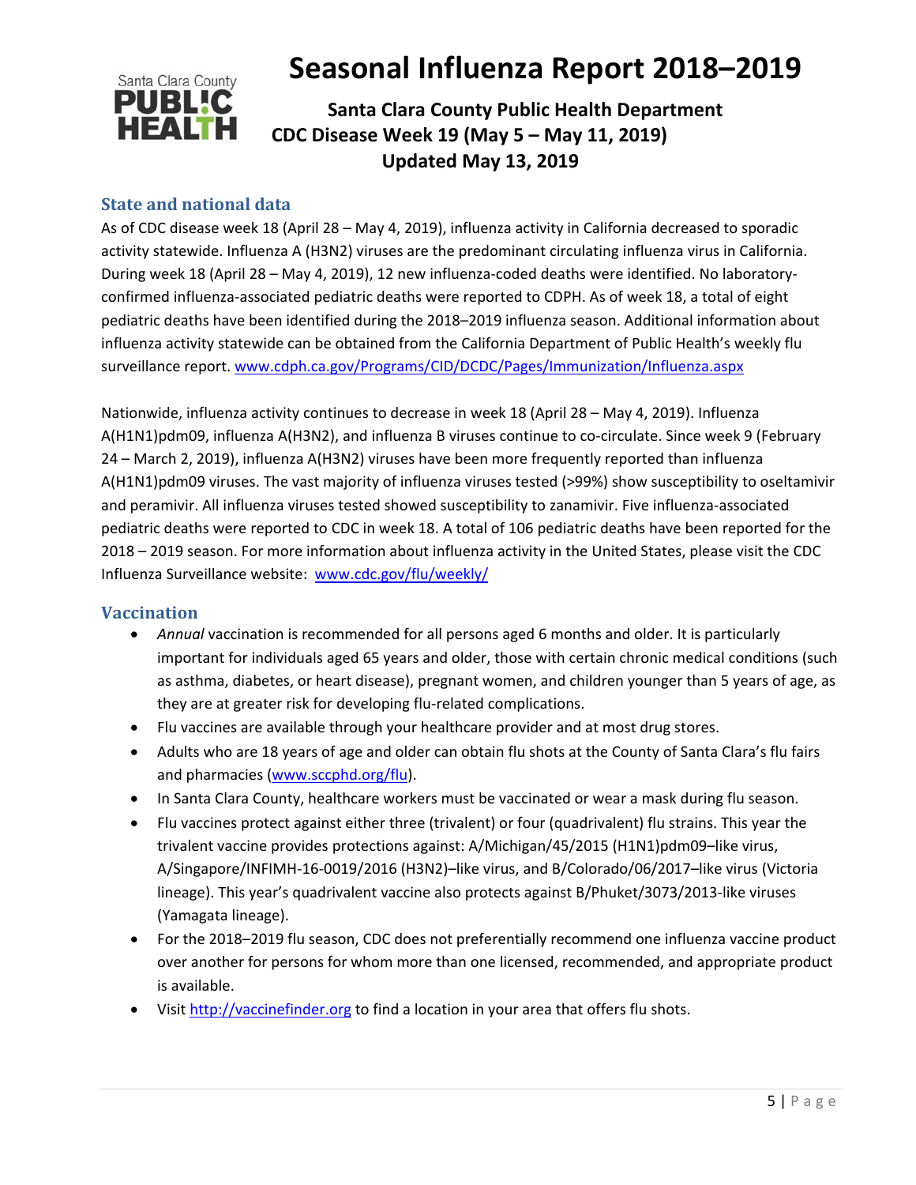# Seasonal Influenza Report 2018–2019

**Santa Clara County Public Health Department**
**CDC Disease Week 19 (May 5 – May 11, 2019)**
**Updated May 13, 2019**

## State and national data

As of CDC disease week 18 (April 28 – May 4, 2019), influenza activity in California decreased to sporadic activity statewide. Influenza A (H3N2) viruses are the predominant circulating influenza virus in California. During week 18 (April 28 – May 4, 2019), 12 new influenza-coded deaths were identified. No laboratory-confirmed influenza-associated pediatric deaths were reported to CDPH. As of week 18, a total of eight pediatric deaths have been identified during the 2018–2019 influenza season. Additional information about influenza activity statewide can be obtained from the California Department of Public Health's weekly flu surveillance report. www.cdph.ca.gov/Programs/CID/DCDC/Pages/Immunization/Influenza.aspx

Nationwide, influenza activity continues to decrease in week 18 (April 28 – May 4, 2019). Influenza A(H1N1)pdm09, influenza A(H3N2), and influenza B viruses continue to co-circulate. Since week 9 (February 24 – March 2, 2019), influenza A(H3N2) viruses have been more frequently reported than influenza A(H1N1)pdm09 viruses. The vast majority of influenza viruses tested (>99%) show susceptibility to oseltamivir and peramivir. All influenza viruses tested showed susceptibility to zanamivir. Five influenza-associated pediatric deaths were reported to CDC in week 18. A total of 106 pediatric deaths have been reported for the 2018 – 2019 season. For more information about influenza activity in the United States, please visit the CDC Influenza Surveillance website: www.cdc.gov/flu/weekly/

## Vaccination

- *Annual* vaccination is recommended for all persons aged 6 months and older. It is particularly important for individuals aged 65 years and older, those with certain chronic medical conditions (such as asthma, diabetes, or heart disease), pregnant women, and children younger than 5 years of age, as they are at greater risk for developing flu-related complications.
- Flu vaccines are available through your healthcare provider and at most drug stores.
- Adults who are 18 years of age and older can obtain flu shots at the County of Santa Clara's flu fairs and pharmacies (www.sccphd.org/flu).
- In Santa Clara County, healthcare workers must be vaccinated or wear a mask during flu season.
- Flu vaccines protect against either three (trivalent) or four (quadrivalent) flu strains. This year the trivalent vaccine provides protections against: A/Michigan/45/2015 (H1N1)pdm09–like virus, A/Singapore/INFIMH-16-0019/2016 (H3N2)–like virus, and B/Colorado/06/2017–like virus (Victoria lineage). This year's quadrivalent vaccine also protects against B/Phuket/3073/2013-like viruses (Yamagata lineage).
- For the 2018–2019 flu season, CDC does not preferentially recommend one influenza vaccine product over another for persons for whom more than one licensed, recommended, and appropriate product is available.
- Visit http://vaccinefinder.org to find a location in your area that offers flu shots.